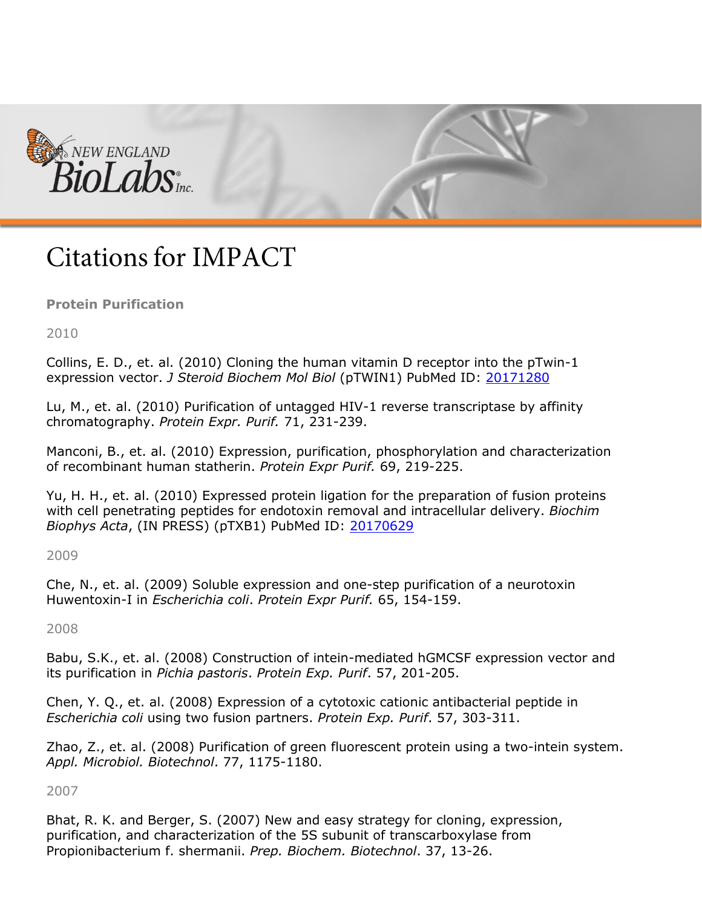# Citations for IMPACT

**Protein Purification**

2010

Collins, E. D., et. al. (2010) Cloning the human vitamin D receptor into the pTwin-1 expression vector. *J Steroid Biochem Mol Biol* (pTWIN1) PubMed ID: 20171280

Lu, M., et. al. (2010) Purification of untagged HIV-1 reverse transcriptase by affinity chromatography. *Protein Expr. Purif.* 71, 231-239.

Manconi, B., et. al. (2010) Expression, purification, phosphorylation and characterization of recombinant human statherin. *Protein Expr Purif.* 69, 219-225.

Yu, H. H., et. al. (2010) Expressed protein ligation for the preparation of fusion proteins with cell penetrating peptides for endotoxin removal and intracellular delivery. *Biochim Biophys Acta*, (IN PRESS) (pTXB1) PubMed ID: 20170629

2009

Che, N., et. al. (2009) Soluble expression and one-step purification of a neurotoxin Huwentoxin-I in *Escherichia coli*. *Protein Expr Purif.* 65, 154-159.

2008

Babu, S.K., et. al. (2008) Construction of intein-mediated hGMCSF expression vector and its purification in *Pichia pastoris*. *Protein Exp. Purif*. 57, 201-205.

Chen, Y. Q., et. al. (2008) Expression of a cytotoxic cationic antibacterial peptide in *Escherichia coli* using two fusion partners. *Protein Exp. Purif*. 57, 303-311.

Zhao, Z., et. al. (2008) Purification of green fluorescent protein using a two-intein system. *Appl. Microbiol. Biotechnol*. 77, 1175-1180.

2007

Bhat, R. K. and Berger, S. (2007) New and easy strategy for cloning, expression, purification, and characterization of the 5S subunit of transcarboxylase from Propionibacterium f. shermanii. *Prep. Biochem. Biotechnol*. 37, 13-26.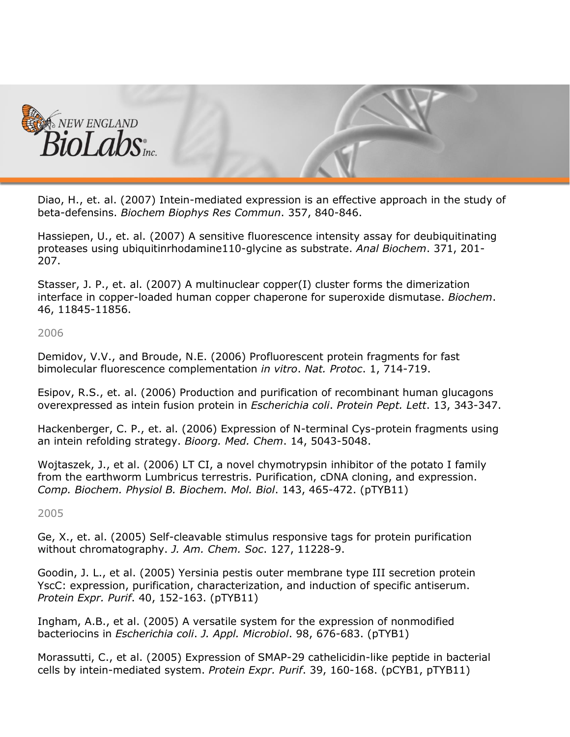Diao, H., et. al. (2007) Intein-mediated expression is an effective approach in the study of beta-defensins. *Biochem Biophys Res Commun*. 357, 840-846.

Hassiepen, U., et. al. (2007) A sensitive fluorescence intensity assay for deubiquitinating proteases using ubiquitinrhodamine110-glycine as substrate. *Anal Biochem*. 371, 201-207.

Stasser, J. P., et. al. (2007) A multinuclear copper(I) cluster forms the dimerization interface in copper-loaded human copper chaperone for superoxide dismutase. *Biochem*. 46, 11845-11856.

2006

Demidov, V.V., and Broude, N.E. (2006) Profluorescent protein fragments for fast bimolecular fluorescence complementation *in vitro*. *Nat. Protoc*. 1, 714-719.

Esipov, R.S., et. al. (2006) Production and purification of recombinant human glucagons overexpressed as intein fusion protein in *Escherichia coli*. *Protein Pept. Lett*. 13, 343-347.

Hackenberger, C. P., et. al. (2006) Expression of N-terminal Cys-protein fragments using an intein refolding strategy. *Bioorg. Med. Chem*. 14, 5043-5048.

Wojtaszek, J., et al. (2006) LT CI, a novel chymotrypsin inhibitor of the potato I family from the earthworm Lumbricus terrestris. Purification, cDNA cloning, and expression. *Comp. Biochem. Physiol B. Biochem. Mol. Biol*. 143, 465-472. (pTYB11)

2005

Ge, X., et. al. (2005) Self-cleavable stimulus responsive tags for protein purification without chromatography. *J. Am. Chem. Soc*. 127, 11228-9.

Goodin, J. L., et al. (2005) Yersinia pestis outer membrane type III secretion protein YscC: expression, purification, characterization, and induction of specific antiserum. *Protein Expr. Purif*. 40, 152-163. (pTYB11)

Ingham, A.B., et al. (2005) A versatile system for the expression of nonmodified bacteriocins in *Escherichia coli*. *J. Appl. Microbiol*. 98, 676-683. (pTYB1)

Morassutti, C., et al. (2005) Expression of SMAP-29 cathelicidin-like peptide in bacterial cells by intein-mediated system. *Protein Expr. Purif*. 39, 160-168. (pCYB1, pTYB11)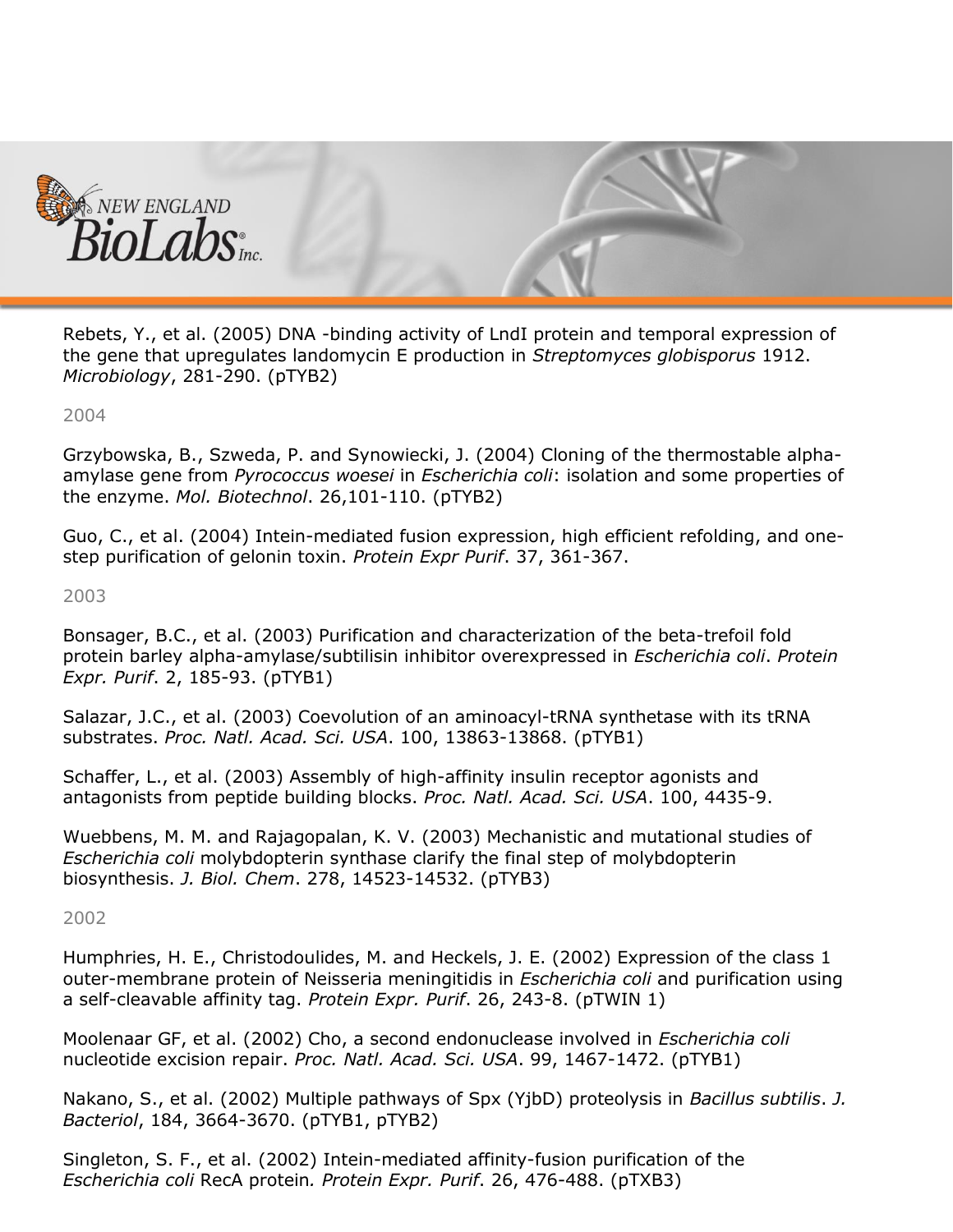Rebets, Y., et al. (2005) DNA -binding activity of LndI protein and temporal expression of the gene that upregulates landomycin E production in *Streptomyces globisporus* 1912. *Microbiology*, 281-290. (pTYB2)

2004

Grzybowska, B., Szweda, P. and Synowiecki, J. (2004) Cloning of the thermostable alpha-amylase gene from *Pyrococcus woesei* in *Escherichia coli*: isolation and some properties of the enzyme. *Mol. Biotechnol*. 26,101-110. (pTYB2)

Guo, C., et al. (2004) Intein-mediated fusion expression, high efficient refolding, and one-step purification of gelonin toxin. *Protein Expr Purif*. 37, 361-367.

2003

Bonsager, B.C., et al. (2003) Purification and characterization of the beta-trefoil fold protein barley alpha-amylase/subtilisin inhibitor overexpressed in *Escherichia coli*. *Protein Expr. Purif*. 2, 185-93. (pTYB1)

Salazar, J.C., et al. (2003) Coevolution of an aminoacyl-tRNA synthetase with its tRNA substrates. *Proc. Natl. Acad. Sci. USA*. 100, 13863-13868. (pTYB1)

Schaffer, L., et al. (2003) Assembly of high-affinity insulin receptor agonists and antagonists from peptide building blocks. *Proc. Natl. Acad. Sci. USA*. 100, 4435-9.

Wuebbens, M. M. and Rajagopalan, K. V. (2003) Mechanistic and mutational studies of *Escherichia coli* molybdopterin synthase clarify the final step of molybdopterin biosynthesis. *J. Biol. Chem*. 278, 14523-14532. (pTYB3)

2002

Humphries, H. E., Christodoulides, M. and Heckels, J. E. (2002) Expression of the class 1 outer-membrane protein of Neisseria meningitidis in *Escherichia coli* and purification using a self-cleavable affinity tag. *Protein Expr. Purif*. 26, 243-8. (pTWIN 1)

Moolenaar GF, et al. (2002) Cho, a second endonuclease involved in *Escherichia coli* nucleotide excision repair. *Proc. Natl. Acad. Sci. USA*. 99, 1467-1472. (pTYB1)

Nakano, S., et al. (2002) Multiple pathways of Spx (YjbD) proteolysis in *Bacillus subtilis*. *J. Bacteriol*, 184, 3664-3670. (pTYB1, pTYB2)

Singleton, S. F., et al. (2002) Intein-mediated affinity-fusion purification of the *Escherichia coli* RecA protein*. Protein Expr. Purif*. 26, 476-488. (pTXB3)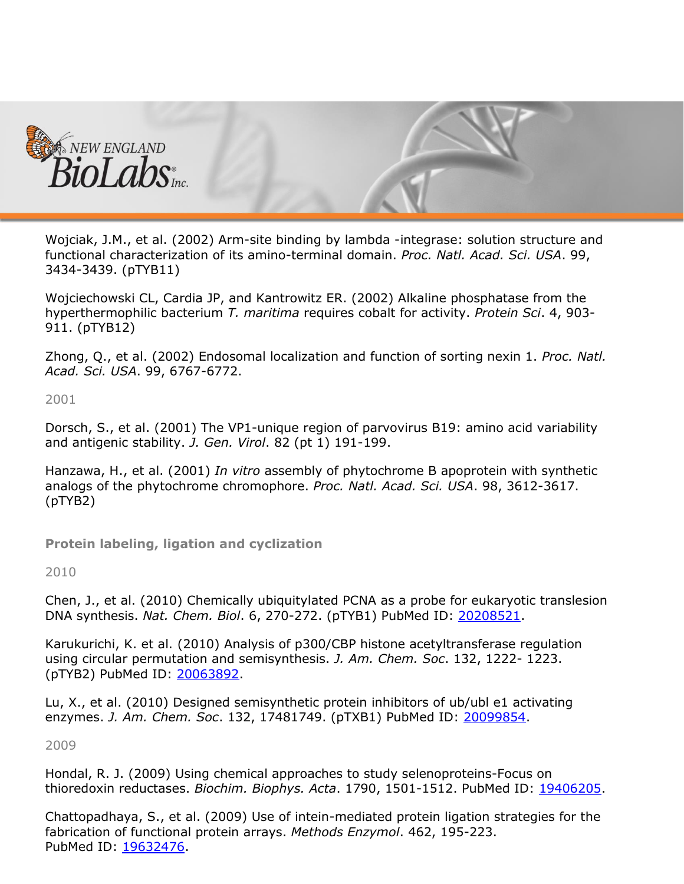Wojciak, J.M., et al. (2002) Arm-site binding by lambda -integrase: solution structure and functional characterization of its amino-terminal domain. *Proc. Natl. Acad. Sci. USA*. 99, 3434-3439. (pTYB11)

Wojciechowski CL, Cardia JP, and Kantrowitz ER. (2002) Alkaline phosphatase from the hyperthermophilic bacterium *T. maritima* requires cobalt for activity. *Protein Sci*. 4, 903-911. (pTYB12)

Zhong, Q., et al. (2002) Endosomal localization and function of sorting nexin 1. *Proc. Natl. Acad. Sci. USA*. 99, 6767-6772.

2001

Dorsch, S., et al. (2001) The VP1-unique region of parvovirus B19: amino acid variability and antigenic stability. *J. Gen. Virol*. 82 (pt 1) 191-199.

Hanzawa, H., et al. (2001) *In vitro* assembly of phytochrome B apoprotein with synthetic analogs of the phytochrome chromophore. *Proc. Natl. Acad. Sci. USA*. 98, 3612-3617. (pTYB2)

**Protein labeling, ligation and cyclization**

2010

Chen, J., et al. (2010) Chemically ubiquitylated PCNA as a probe for eukaryotic translesion DNA synthesis. *Nat. Chem. Biol*. 6, 270-272. (pTYB1) PubMed ID: 20208521.

Karukurichi, K. et al. (2010) Analysis of p300/CBP histone acetyltransferase regulation using circular permutation and semisynthesis. *J. Am. Chem. Soc*. 132, 1222- 1223. (pTYB2) PubMed ID: 20063892.

Lu, X., et al. (2010) Designed semisynthetic protein inhibitors of ub/ubl e1 activating enzymes. *J. Am. Chem. Soc*. 132, 17481749. (pTXB1) PubMed ID: 20099854.

2009

Hondal, R. J. (2009) Using chemical approaches to study selenoproteins-Focus on thioredoxin reductases. *Biochim. Biophys. Acta*. 1790, 1501-1512. PubMed ID: 19406205.

Chattopadhaya, S., et al. (2009) Use of intein-mediated protein ligation strategies for the fabrication of functional protein arrays. *Methods Enzymol*. 462, 195-223. PubMed ID: 19632476.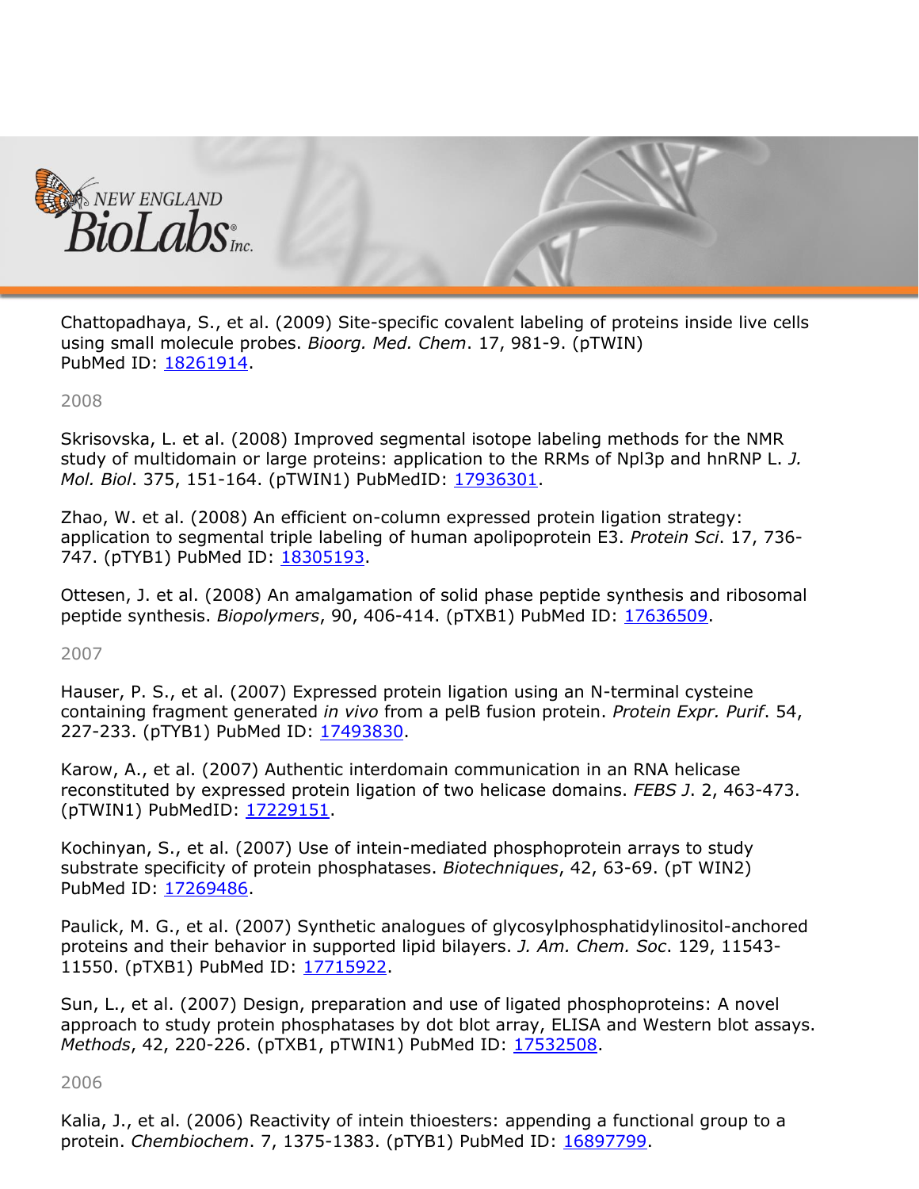Chattopadhaya, S., et al. (2009) Site-specific covalent labeling of proteins inside live cells using small molecule probes. *Bioorg. Med. Chem*. 17, 981-9. (pTWIN) PubMed ID: 18261914.

2008

Skrisovska, L. et al. (2008) Improved segmental isotope labeling methods for the NMR study of multidomain or large proteins: application to the RRMs of Npl3p and hnRNP L. *J. Mol. Biol*. 375, 151-164. (pTWIN1) PubMedID: 17936301.

Zhao, W. et al. (2008) An efficient on-column expressed protein ligation strategy: application to segmental triple labeling of human apolipoprotein E3. *Protein Sci*. 17, 736-747. (pTYB1) PubMed ID: 18305193.

Ottesen, J. et al. (2008) An amalgamation of solid phase peptide synthesis and ribosomal peptide synthesis. *Biopolymers*, 90, 406-414. (pTXB1) PubMed ID: 17636509.

2007

Hauser, P. S., et al. (2007) Expressed protein ligation using an N-terminal cysteine containing fragment generated *in vivo* from a pelB fusion protein. *Protein Expr. Purif*. 54, 227-233. (pTYB1) PubMed ID: 17493830.

Karow, A., et al. (2007) Authentic interdomain communication in an RNA helicase reconstituted by expressed protein ligation of two helicase domains. *FEBS J*. 2, 463-473. (pTWIN1) PubMedID: 17229151.

Kochinyan, S., et al. (2007) Use of intein-mediated phosphoprotein arrays to study substrate specificity of protein phosphatases. *Biotechniques*, 42, 63-69. (pT WIN2) PubMed ID: 17269486.

Paulick, M. G., et al. (2007) Synthetic analogues of glycosylphosphatidylinositol-anchored proteins and their behavior in supported lipid bilayers. *J. Am. Chem. Soc*. 129, 11543-11550. (pTXB1) PubMed ID: 17715922.

Sun, L., et al. (2007) Design, preparation and use of ligated phosphoproteins: A novel approach to study protein phosphatases by dot blot array, ELISA and Western blot assays. *Methods*, 42, 220-226. (pTXB1, pTWIN1) PubMed ID: 17532508.

2006

Kalia, J., et al. (2006) Reactivity of intein thioesters: appending a functional group to a protein. *Chembiochem*. 7, 1375-1383. (pTYB1) PubMed ID: 16897799.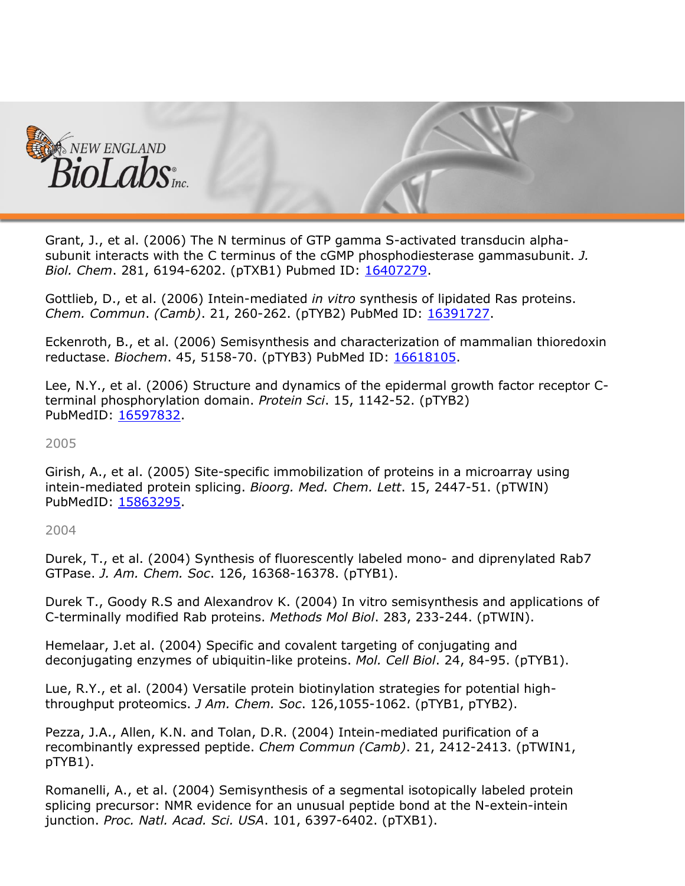Grant, J., et al. (2006) The N terminus of GTP gamma S-activated transducin alpha-subunit interacts with the C terminus of the cGMP phosphodiesterase gammasubunit. *J. Biol. Chem*. 281, 6194-6202. (pTXB1) Pubmed ID: [16407279](16407279).

Gottlieb, D., et al. (2006) Intein-mediated *in vitro* synthesis of lipidated Ras proteins. *Chem. Commun*. *(Camb)*. 21, 260-262. (pTYB2) PubMed ID: [16391727](16391727).

Eckenroth, B., et al. (2006) Semisynthesis and characterization of mammalian thioredoxin reductase. *Biochem*. 45, 5158-70. (pTYB3) PubMed ID: [16618105](16618105).

Lee, N.Y., et al. (2006) Structure and dynamics of the epidermal growth factor receptor C-terminal phosphorylation domain. *Protein Sci*. 15, 1142-52. (pTYB2) PubMedID: [16597832](16597832).

2005

Girish, A., et al. (2005) Site-specific immobilization of proteins in a microarray using intein-mediated protein splicing. *Bioorg. Med. Chem. Lett*. 15, 2447-51. (pTWIN) PubMedID: [15863295](15863295).

2004

Durek, T., et al. (2004) Synthesis of fluorescently labeled mono- and diprenylated Rab7 GTPase. *J. Am. Chem. Soc*. 126, 16368-16378. (pTYB1).

Durek T., Goody R.S and Alexandrov K. (2004) In vitro semisynthesis and applications of C-terminally modified Rab proteins. *Methods Mol Biol*. 283, 233-244. (pTWIN).

Hemelaar, J.et al. (2004) Specific and covalent targeting of conjugating and deconjugating enzymes of ubiquitin-like proteins. *Mol. Cell Biol*. 24, 84-95. (pTYB1).

Lue, R.Y., et al. (2004) Versatile protein biotinylation strategies for potential high-throughput proteomics. *J Am. Chem. Soc*. 126,1055-1062. (pTYB1, pTYB2).

Pezza, J.A., Allen, K.N. and Tolan, D.R. (2004) Intein-mediated purification of a recombinantly expressed peptide. *Chem Commun (Camb)*. 21, 2412-2413. (pTWIN1, pTYB1).

Romanelli, A., et al. (2004) Semisynthesis of a segmental isotopically labeled protein splicing precursor: NMR evidence for an unusual peptide bond at the N-extein-intein junction. *Proc. Natl. Acad. Sci. USA*. 101, 6397-6402. (pTXB1).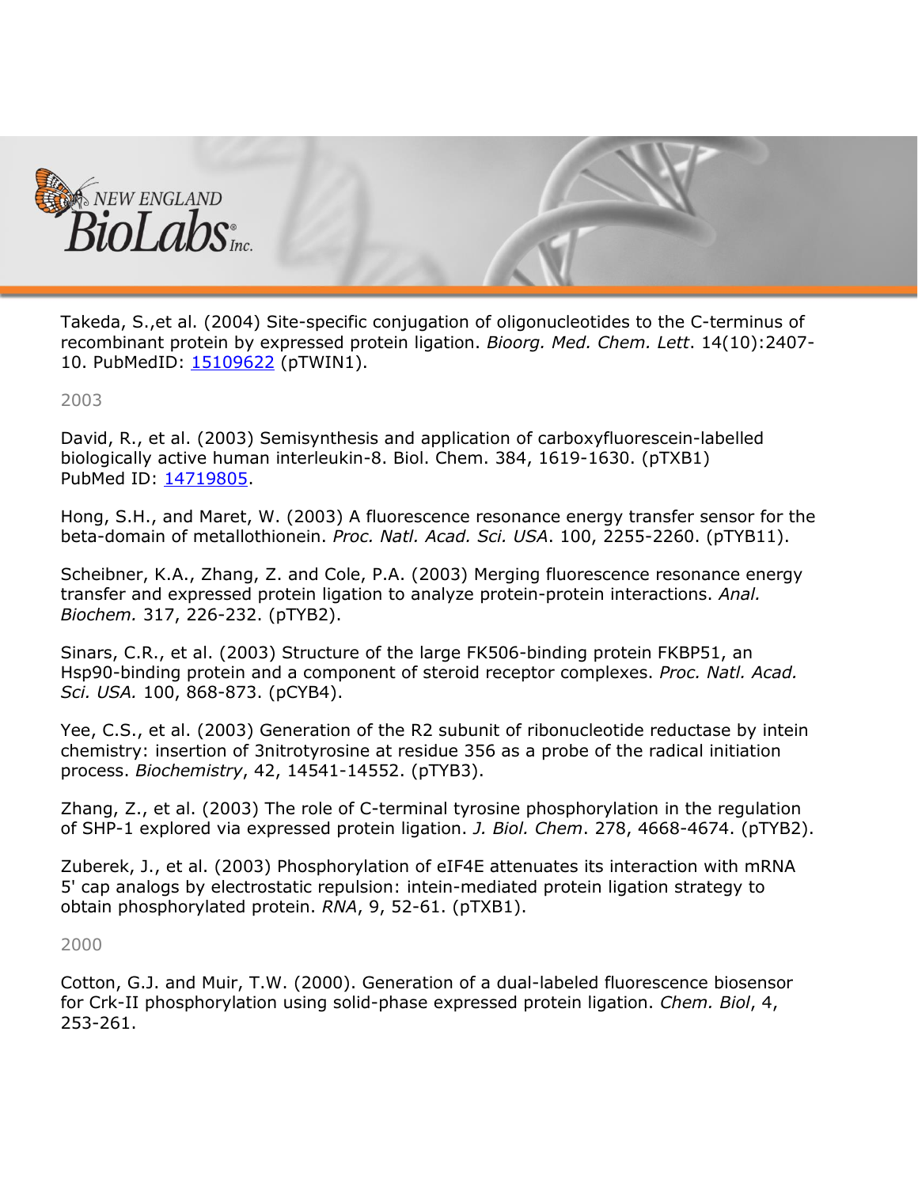Takeda, S.,et al. (2004) Site-specific conjugation of oligonucleotides to the C-terminus of recombinant protein by expressed protein ligation. *Bioorg. Med. Chem. Lett*. 14(10):2407-10. PubMedID: 15109622 (pTWIN1).

2003

David, R., et al. (2003) Semisynthesis and application of carboxyfluorescein-labelled biologically active human interleukin-8. Biol. Chem. 384, 1619-1630. (pTXB1) PubMed ID: 14719805.

Hong, S.H., and Maret, W. (2003) A fluorescence resonance energy transfer sensor for the beta-domain of metallothionein. *Proc. Natl. Acad. Sci. USA*. 100, 2255-2260. (pTYB11).

Scheibner, K.A., Zhang, Z. and Cole, P.A. (2003) Merging fluorescence resonance energy transfer and expressed protein ligation to analyze protein-protein interactions. *Anal. Biochem.* 317, 226-232. (pTYB2).

Sinars, C.R., et al. (2003) Structure of the large FK506-binding protein FKBP51, an Hsp90-binding protein and a component of steroid receptor complexes. *Proc. Natl. Acad. Sci. USA.* 100, 868-873. (pCYB4).

Yee, C.S., et al. (2003) Generation of the R2 subunit of ribonucleotide reductase by intein chemistry: insertion of 3nitrotyrosine at residue 356 as a probe of the radical initiation process. *Biochemistry*, 42, 14541-14552. (pTYB3).

Zhang, Z., et al. (2003) The role of C-terminal tyrosine phosphorylation in the regulation of SHP-1 explored via expressed protein ligation. *J. Biol. Chem*. 278, 4668-4674. (pTYB2).

Zuberek, J., et al. (2003) Phosphorylation of eIF4E attenuates its interaction with mRNA 5' cap analogs by electrostatic repulsion: intein-mediated protein ligation strategy to obtain phosphorylated protein. *RNA*, 9, 52-61. (pTXB1).

2000

Cotton, G.J. and Muir, T.W. (2000). Generation of a dual-labeled fluorescence biosensor for Crk-II phosphorylation using solid-phase expressed protein ligation. *Chem. Biol*, 4, 253-261.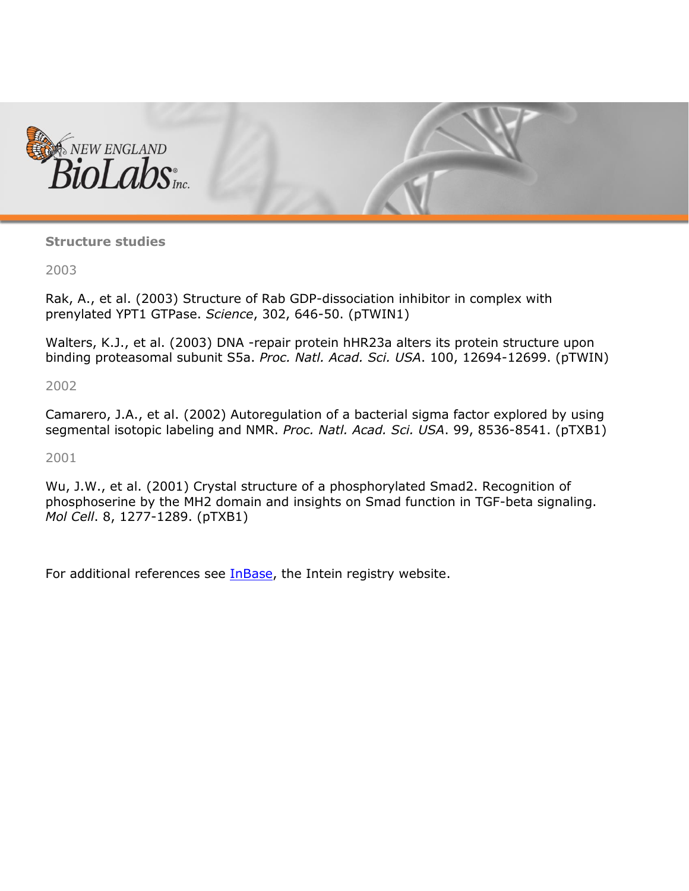### Structure studies

2003

Rak, A., et al. (2003) Structure of Rab GDP-dissociation inhibitor in complex with prenylated YPT1 GTPase. *Science*, 302, 646-50. (pTWIN1)

Walters, K.J., et al. (2003) DNA -repair protein hHR23a alters its protein structure upon binding proteasomal subunit S5a. *Proc. Natl. Acad. Sci. USA*. 100, 12694-12699. (pTWIN)

2002

Camarero, J.A., et al. (2002) Autoregulation of a bacterial sigma factor explored by using segmental isotopic labeling and NMR. *Proc. Natl. Acad. Sci. USA*. 99, 8536-8541. (pTXB1)

2001

Wu, J.W., et al. (2001) Crystal structure of a phosphorylated Smad2. Recognition of phosphoserine by the MH2 domain and insights on Smad function in TGF-beta signaling. *Mol Cell*. 8, 1277-1289. (pTXB1)

For additional references see InBase, the Intein registry website.